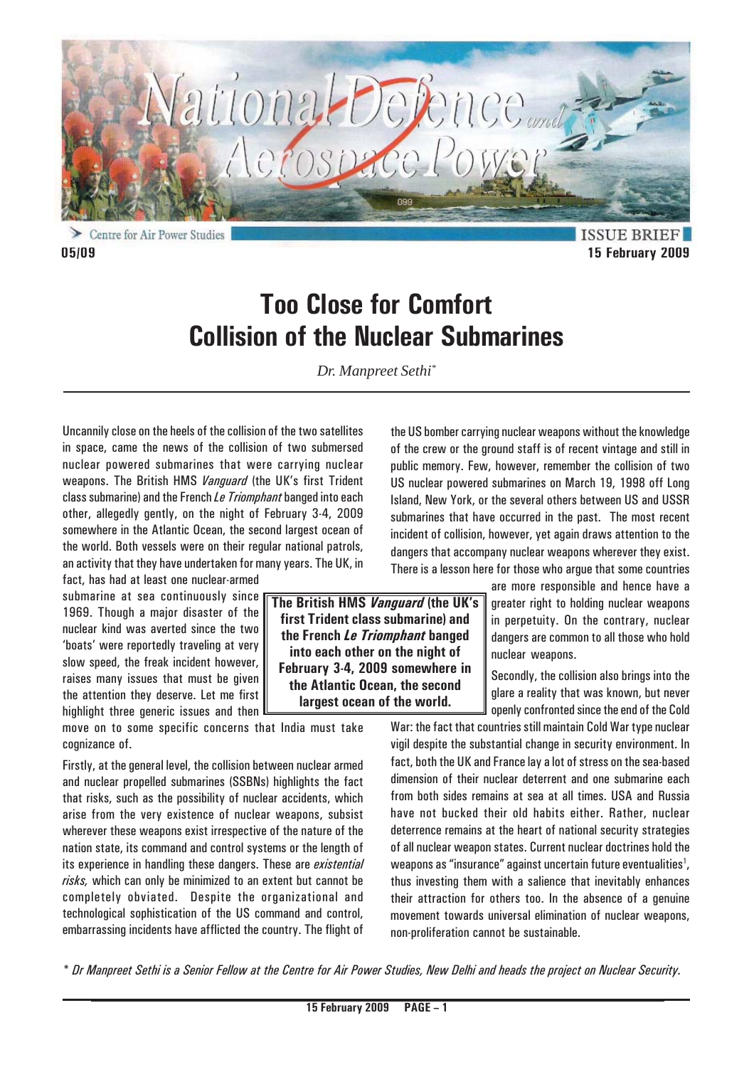Centre for Air Power Studies

ISSUE BRIEF

05/09

15 February 2009

# Too Close for Comfort
# Collision of the Nuclear Submarines

*Dr. Manpreet Sethi**

Uncannily close on the heels of the collision of the two satellites in space, came the news of the collision of two submersed nuclear powered submarines that were carrying nuclear weapons. The British HMS *Vanguard* (the UK's first Trident class submarine) and the French *Le Triomphant* banged into each other, allegedly gently, on the night of February 3-4, 2009 somewhere in the Atlantic Ocean, the second largest ocean of the world. Both vessels were on their regular national patrols, an activity that they have undertaken for many years. The UK, in fact, has had at least one nuclear-armed submarine at sea continuously since 1969. Though a major disaster of the nuclear kind was averted since the two 'boats' were reportedly traveling at very slow speed, the freak incident however, raises many issues that must be given the attention they deserve. Let me first highlight three generic issues and then move on to some specific concerns that India must take cognizance of.

**The British HMS *Vanguard* (the UK's first Trident class submarine) and the French *Le Triomphant* banged into each other on the night of February 3-4, 2009 somewhere in the Atlantic Ocean, the second largest ocean of the world.**

Firstly, at the general level, the collision between nuclear armed and nuclear propelled submarines (SSBNs) highlights the fact that risks, such as the possibility of nuclear accidents, which arise from the very existence of nuclear weapons, subsist wherever these weapons exist irrespective of the nature of the nation state, its command and control systems or the length of its experience in handling these dangers. These are *existential risks,* which can only be minimized to an extent but cannot be completely obviated. Despite the organizational and technological sophistication of the US command and control, embarrassing incidents have afflicted the country. The flight of the US bomber carrying nuclear weapons without the knowledge of the crew or the ground staff is of recent vintage and still in public memory. Few, however, remember the collision of two US nuclear powered submarines on March 19, 1998 off Long Island, New York, or the several others between US and USSR submarines that have occurred in the past. The most recent incident of collision, however, yet again draws attention to the dangers that accompany nuclear weapons wherever they exist. There is a lesson here for those who argue that some countries are more responsible and hence have a greater right to holding nuclear weapons in perpetuity. On the contrary, nuclear dangers are common to all those who hold nuclear weapons.

Secondly, the collision also brings into the glare a reality that was known, but never openly confronted since the end of the Cold War: the fact that countries still maintain Cold War type nuclear vigil despite the substantial change in security environment. In fact, both the UK and France lay a lot of stress on the sea-based dimension of their nuclear deterrent and one submarine each from both sides remains at sea at all times. USA and Russia have not bucked their old habits either. Rather, nuclear deterrence remains at the heart of national security strategies of all nuclear weapon states. Current nuclear doctrines hold the weapons as "insurance" against uncertain future eventualities[1], thus investing them with a salience that inevitably enhances their attraction for others too. In the absence of a genuine movement towards universal elimination of nuclear weapons, non-proliferation cannot be sustainable.

*\* Dr Manpreet Sethi is a Senior Fellow at the Centre for Air Power Studies, New Delhi and heads the project on Nuclear Security.*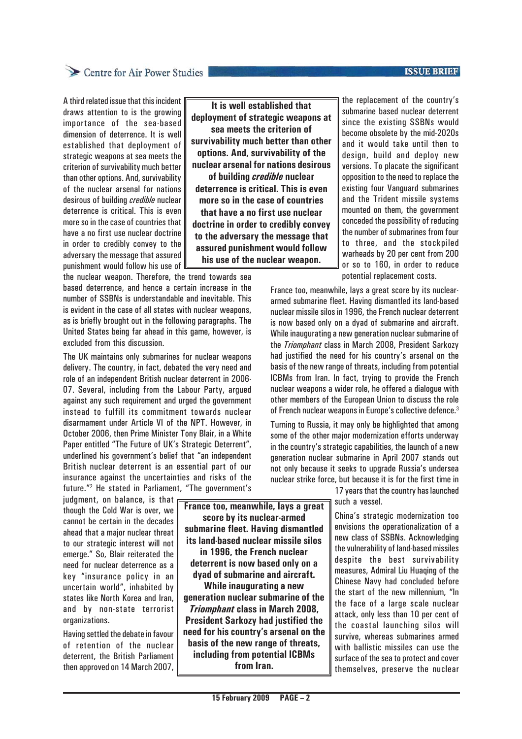A third related issue that this incident draws attention to is the growing importance of the sea-based dimension of deterrence. It is well established that deployment of strategic weapons at sea meets the criterion of survivability much better than other options. And, survivability of the nuclear arsenal for nations desirous of building *credible* nuclear deterrence is critical. This is even more so in the case of countries that have a no first use nuclear doctrine in order to credibly convey to the adversary the message that assured punishment would follow his use of the nuclear weapon. Therefore, the trend towards sea based deterrence, and hence a certain increase in the number of SSBNs is understandable and inevitable. This is evident in the case of all states with nuclear weapons, as is briefly brought out in the following paragraphs. The United States being far ahead in this game, however, is excluded from this discussion.

**It is well established that deployment of strategic weapons at sea meets the criterion of survivability much better than other options. And, survivability of the nuclear arsenal for nations desirous of building *credible* nuclear deterrence is critical. This is even more so in the case of countries that have a no first use nuclear doctrine in order to credibly convey to the adversary the message that assured punishment would follow his use of the nuclear weapon.**

The UK maintains only submarines for nuclear weapons delivery. The country, in fact, debated the very need and role of an independent British nuclear deterrent in 2006-07. Several, including from the Labour Party, argued against any such requirement and urged the government instead to fulfill its commitment towards nuclear disarmament under Article VI of the NPT. However, in October 2006, then Prime Minister Tony Blair, in a White Paper entitled "The Future of UK's Strategic Deterrent", underlined his government's belief that "an independent British nuclear deterrent is an essential part of our insurance against the uncertainties and risks of the future."[2] He stated in Parliament, "The government's judgment, on balance, is that though the Cold War is over, we cannot be certain in the decades ahead that a major nuclear threat to our strategic interest will not emerge." So, Blair reiterated the need for nuclear deterrence as a key "insurance policy in an uncertain world", inhabited by states like North Korea and Iran, and by non-state terrorist organizations.

Having settled the debate in favour of retention of the nuclear deterrent, the British Parliament then approved on 14 March 2007, the replacement of the country's submarine based nuclear deterrent since the existing SSBNs would become obsolete by the mid-2020s and it would take until then to design, build and deploy new versions. To placate the significant opposition to the need to replace the existing four Vanguard submarines and the Trident missile systems mounted on them, the government conceded the possibility of reducing the number of submarines from four to three, and the stockpiled warheads by 20 per cent from 200 or so to 160, in order to reduce potential replacement costs.

France too, meanwhile, lays a great score by its nuclear-armed submarine fleet. Having dismantled its land-based nuclear missile silos in 1996, the French nuclear deterrent is now based only on a dyad of submarine and aircraft. While inaugurating a new generation nuclear submarine of the *Triomphant* class in March 2008, President Sarkozy had justified the need for his country's arsenal on the basis of the new range of threats, including from potential ICBMs from Iran. In fact, trying to provide the French nuclear weapons a wider role, he offered a dialogue with other members of the European Union to discuss the role of French nuclear weapons in Europe's collective defence.[3]

**France too, meanwhile, lays a great score by its nuclear-armed submarine fleet. Having dismantled its land-based nuclear missile silos in 1996, the French nuclear deterrent is now based only on a dyad of submarine and aircraft. While inaugurating a new generation nuclear submarine of the *Triomphant* class in March 2008, President Sarkozy had justified the need for his country's arsenal on the basis of the new range of threats, including from potential ICBMs from Iran.**

Turning to Russia, it may only be highlighted that among some of the other major modernization efforts underway in the country's strategic capabilities, the launch of a new generation nuclear submarine in April 2007 stands out not only because it seeks to upgrade Russia's undersea nuclear strike force, but because it is for the first time in 17 years that the country has launched such a vessel.

China's strategic modernization too envisions the operationalization of a new class of SSBNs. Acknowledging the vulnerability of land-based missiles despite the best survivability measures, Admiral Liu Huaqing of the Chinese Navy had concluded before the start of the new millennium, "In the face of a large scale nuclear attack, only less than 10 per cent of the coastal launching silos will survive, whereas submarines armed with ballistic missiles can use the surface of the sea to protect and cover themselves, preserve the nuclear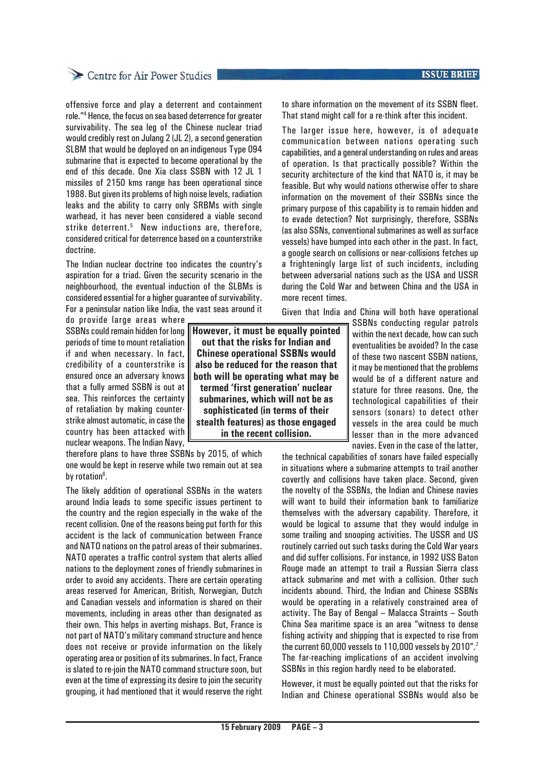offensive force and play a deterrent and containment role."[4] Hence, the focus on sea based deterrence for greater survivability. The sea leg of the Chinese nuclear triad would credibly rest on Julang 2 (JL 2), a second generation SLBM that would be deployed on an indigenous Type 094 submarine that is expected to become operational by the end of this decade. One Xia class SSBN with 12 JL 1 missiles of 2150 kms range has been operational since 1988. But given its problems of high noise levels, radiation leaks and the ability to carry only SRBMs with single warhead, it has never been considered a viable second strike deterrent.[5] New inductions are, therefore, considered critical for deterrence based on a counterstrike doctrine.

The Indian nuclear doctrine too indicates the country's aspiration for a triad. Given the security scenario in the neighbourhood, the eventual induction of the SLBMs is considered essential for a higher guarantee of survivability. For a peninsular nation like India, the vast seas around it do provide large areas where SSBNs could remain hidden for long periods of time to mount retaliation if and when necessary. In fact, credibility of a counterstrike is ensured once an adversary knows that a fully armed SSBN is out at sea. This reinforces the certainty of retaliation by making counter-strike almost automatic, in case the country has been attacked with nuclear weapons. The Indian Navy, therefore plans to have three SSBNs by 2015, of which one would be kept in reserve while two remain out at sea by rotation[6].

The likely addition of operational SSBNs in the waters around India leads to some specific issues pertinent to the country and the region especially in the wake of the recent collision. One of the reasons being put forth for this accident is the lack of communication between France and NATO nations on the patrol areas of their submarines. NATO operates a traffic control system that alerts allied nations to the deployment zones of friendly submarines in order to avoid any accidents. There are certain operating areas reserved for American, British, Norwegian, Dutch and Canadian vessels and information is shared on their movements, including in areas other than designated as their own. This helps in averting mishaps. But, France is not part of NATO's military command structure and hence does not receive or provide information on the likely operating area or position of its submarines. In fact, France is slated to re-join the NATO command structure soon, but even at the time of expressing its desire to join the security grouping, it had mentioned that it would reserve the right to share information on the movement of its SSBN fleet. That stand might call for a re-think after this incident.

The larger issue here, however, is of adequate communication between nations operating such capabilities, and a general understanding on rules and areas of operation. Is that practically possible? Within the security architecture of the kind that NATO is, it may be feasible. But why would nations otherwise offer to share information on the movement of their SSBNs since the primary purpose of this capability is to remain hidden and to evade detection? Not surprisingly, therefore, SSBNs (as also SSNs, conventional submarines as well as surface vessels) have bumped into each other in the past. In fact, a google search on collisions or near-collisions fetches up a frighteningly large list of such incidents, including between adversarial nations such as the USA and USSR during the Cold War and between China and the USA in more recent times.

Given that India and China will both have operational SSBNs conducting regular patrols within the next decade, how can such eventualities be avoided? In the case of these two nascent SSBN nations, it may be mentioned that the problems would be of a different nature and stature for three reasons. One, the technological capabilities of their sensors (sonars) to detect other vessels in the area could be much lesser than in the more advanced navies. Even in the case of the latter, the technical capabilities of sonars have failed especially in situations where a submarine attempts to trail another covertly and collisions have taken place. Second, given the novelty of the SSBNs, the Indian and Chinese navies will want to build their information bank to familiarize themselves with the adversary capability. Therefore, it would be logical to assume that they would indulge in some trailing and snooping activities. The USSR and US routinely carried out such tasks during the Cold War years and did suffer collisions. For instance, in 1992 USS Baton Rouge made an attempt to trail a Russian Sierra class attack submarine and met with a collision. Other such incidents abound. Third, the Indian and Chinese SSBNs would be operating in a relatively constrained area of activity. The Bay of Bengal – Malacca Straints – South China Sea maritime space is an area "witness to dense fishing activity and shipping that is expected to rise from the current 60,000 vessels to 110,000 vessels by 2010".[7] The far-reaching implications of an accident involving SSBNs in this region hardly need to be elaborated.

**However, it must be equally pointed out that the risks for Indian and Chinese operational SSBNs would also be reduced for the reason that both will be operating what may be termed 'first generation' nuclear submarines, which will not be as sophisticated (in terms of their stealth features) as those engaged in the recent collision.**

However, it must be equally pointed out that the risks for Indian and Chinese operational SSBNs would also be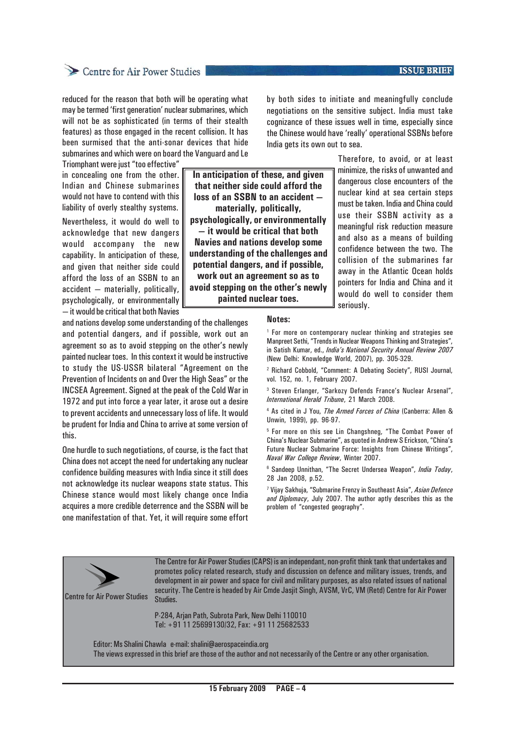reduced for the reason that both will be operating what may be termed 'first generation' nuclear submarines, which will not be as sophisticated (in terms of their stealth features) as those engaged in the recent collision. It has been surmised that the anti-sonar devices that hide submarines and which were on board the Vanguard and Le Triomphant were just "too effective" in concealing one from the other. Indian and Chinese submarines would not have to contend with this liability of overly stealthy systems.

Nevertheless, it would do well to acknowledge that new dangers would accompany the new capability. In anticipation of these, and given that neither side could afford the loss of an SSBN to an accident – materially, politically, psychologically, or environmentally – it would be critical that both Navies and nations develop some understanding of the challenges and potential dangers, and if possible, work out an agreement so as to avoid stepping on the other's newly painted nuclear toes. In this context it would be instructive to study the US-USSR bilateral "Agreement on the Prevention of Incidents on and Over the High Seas" or the INCSEA Agreement. Signed at the peak of the Cold War in 1972 and put into force a year later, it arose out a desire to prevent accidents and unnecessary loss of life. It would be prudent for India and China to arrive at some version of this.

**In anticipation of these, and given that neither side could afford the loss of an SSBN to an accident – materially, politically, psychologically, or environmentally – it would be critical that both Navies and nations develop some understanding of the challenges and potential dangers, and if possible, work out an agreement so as to avoid stepping on the other's newly painted nuclear toes.**

One hurdle to such negotiations, of course, is the fact that China does not accept the need for undertaking any nuclear confidence building measures with India since it still does not acknowledge its nuclear weapons state status. This Chinese stance would most likely change once India acquires a more credible deterrence and the SSBN will be one manifestation of that. Yet, it will require some effort by both sides to initiate and meaningfully conclude negotiations on the sensitive subject. India must take cognizance of these issues well in time, especially since the Chinese would have 'really' operational SSBNs before India gets its own out to sea.

Therefore, to avoid, or at least minimize, the risks of unwanted and dangerous close encounters of the nuclear kind at sea certain steps must be taken. India and China could use their SSBN activity as a meaningful risk reduction measure and also as a means of building confidence between the two. The collision of the submarines far away in the Atlantic Ocean holds pointers for India and China and it would do well to consider them seriously.

**Notes:**

[1] For more on contemporary nuclear thinking and strategies see Manpreet Sethi, "Trends in Nuclear Weapons Thinking and Strategies", in Satish Kumar, ed., *India's National Security Annual Review 2007* (New Delhi: Knowledge World, 2007), pp. 305-329.

[2] Richard Cobbold, "Comment: A Debating Society", RUSI Journal, vol. 152, no. 1, February 2007.

[3] Steven Erlanger, "Sarkozy Defends France's Nuclear Arsenal", *International Herald Tribune*, 21 March 2008.

[4] As cited in J You, *The Armed Forces of China* (Canberra: Allen & Unwin, 1999), pp. 96-97.

[5] For more on this see Lin Changshneg, "The Combat Power of China's Nuclear Submarine", as quoted in Andrew S Erickson, "China's Future Nuclear Submarine Force: Insights from Chinese Writings", *Naval War College Review*, Winter 2007.

[6] Sandeep Unnithan, "The Secret Undersea Weapon", *India Today*, 28 Jan 2008, p.52.

[7] Vijay Sakhuja, "Submarine Frenzy in Southeast Asia", *Asian Defence and Diplomacy*, July 2007. The author aptly describes this as the problem of "congested geography".

Centre for Air Power Studies

The Centre for Air Power Studies (CAPS) is an independant, non-profit think tank that undertakes and promotes policy related research, study and discussion on defence and military issues, trends, and development in air power and space for civil and military purposes, as also related issues of national security. The Centre is headed by Air Cmde Jasjit Singh, AVSM, VrC, VM (Retd) Centre for Air Power Studies.

P-284, Arjan Path, Subrota Park, New Delhi 110010
Tel: +91 11 25699130/32, Fax: +91 11 25682533

Editor: Ms Shalini Chawla e-mail: shalini@aerospaceindia.org
The views expressed in this brief are those of the author and not necessarily of the Centre or any other organisation.